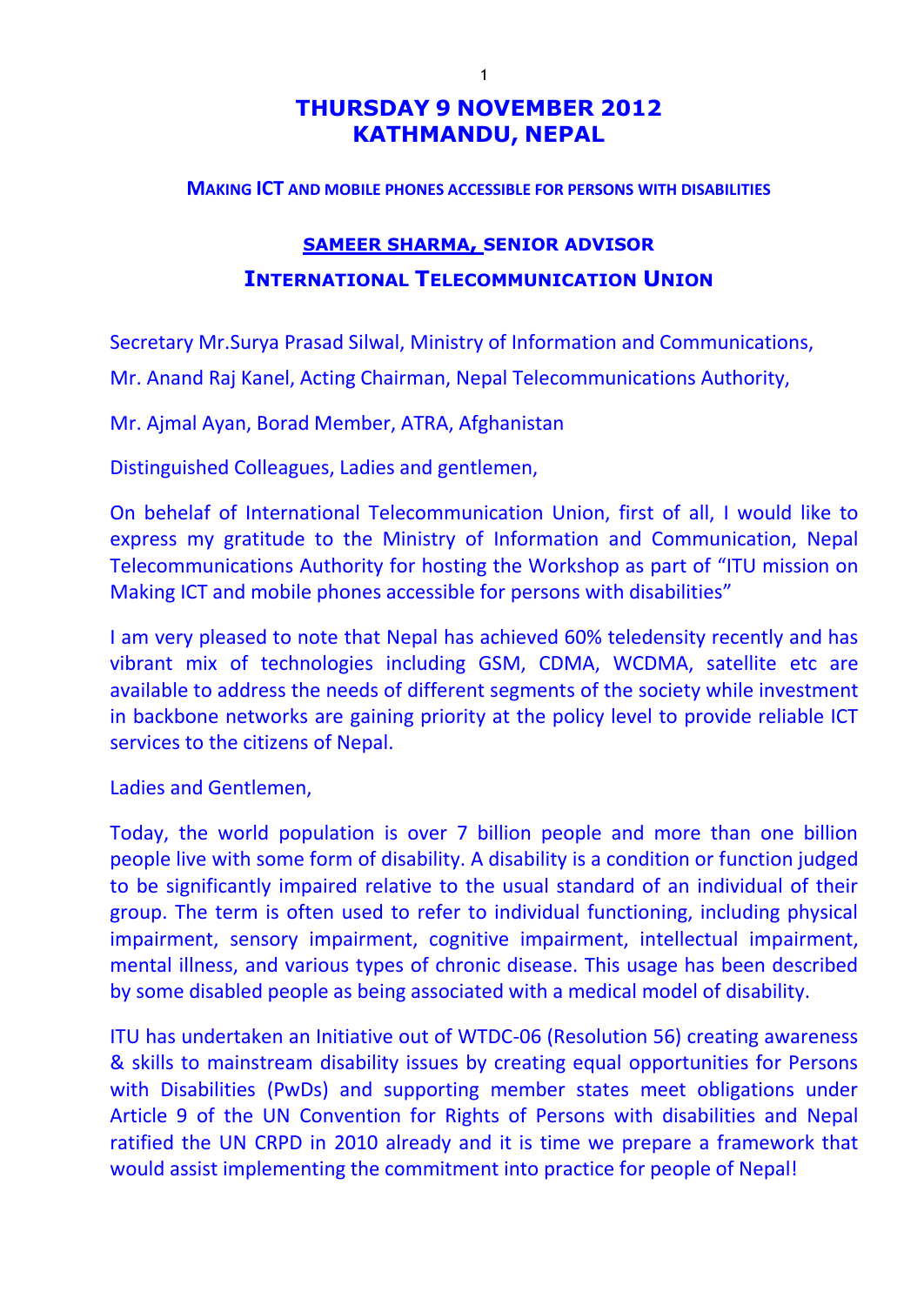# THURSDAY 9 NOVEMBER 2012
# KATHMANDU, NEPAL

### MAKING ICT AND MOBILE PHONES ACCESSIBLE FOR PERSONS WITH DISABILITIES

### SAMEER SHARMA, SENIOR ADVISOR
### INTERNATIONAL TELECOMMUNICATION UNION

Secretary Mr.Surya Prasad Silwal, Ministry of Information and Communications,

Mr. Anand Raj Kanel, Acting Chairman, Nepal Telecommunications Authority,

Mr. Ajmal Ayan, Borad Member, ATRA, Afghanistan

Distinguished Colleagues, Ladies and gentlemen,

On behelaf of International Telecommunication Union, first of all, I would like to express my gratitude to the Ministry of Information and Communication, Nepal Telecommunications Authority for hosting the Workshop as part of "ITU mission on Making ICT and mobile phones accessible for persons with disabilities"

I am very pleased to note that Nepal has achieved 60% teledensity recently and has vibrant mix of technologies including GSM, CDMA, WCDMA, satellite etc are available to address the needs of different segments of the society while investment in backbone networks are gaining priority at the policy level to provide reliable ICT services to the citizens of Nepal.

Ladies and Gentlemen,

Today, the world population is over 7 billion people and more than one billion people live with some form of disability. A disability is a condition or function judged to be significantly impaired relative to the usual standard of an individual of their group. The term is often used to refer to individual functioning, including physical impairment, sensory impairment, cognitive impairment, intellectual impairment, mental illness, and various types of chronic disease. This usage has been described by some disabled people as being associated with a medical model of disability.

ITU has undertaken an Initiative out of WTDC-06 (Resolution 56) creating awareness & skills to mainstream disability issues by creating equal opportunities for Persons with Disabilities (PwDs) and supporting member states meet obligations under Article 9 of the UN Convention for Rights of Persons with disabilities and Nepal ratified the UN CRPD in 2010 already and it is time we prepare a framework that would assist implementing the commitment into practice for people of Nepal!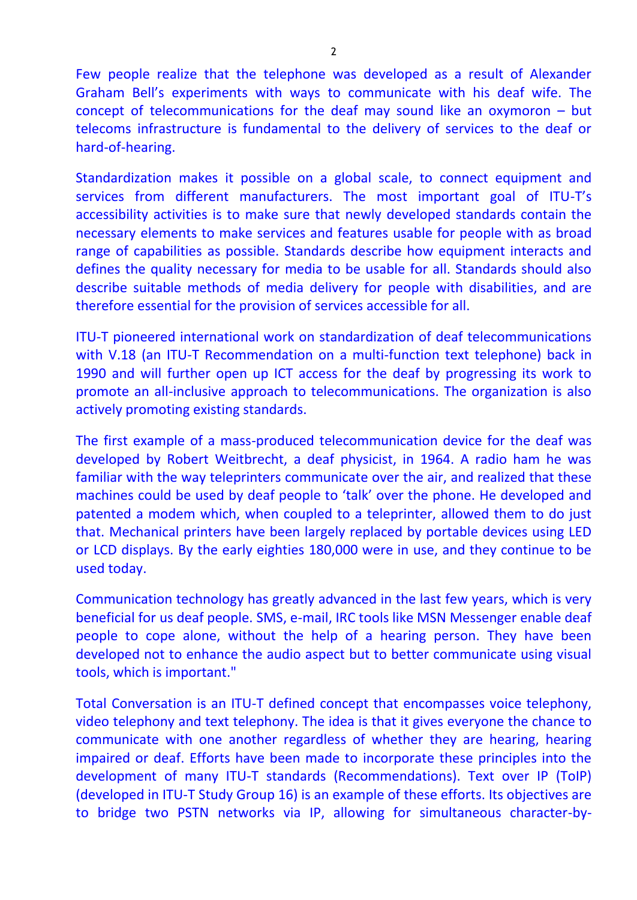Few people realize that the telephone was developed as a result of Alexander Graham Bell's experiments with ways to communicate with his deaf wife. The concept of telecommunications for the deaf may sound like an oxymoron – but telecoms infrastructure is fundamental to the delivery of services to the deaf or hard-of-hearing.

Standardization makes it possible on a global scale, to connect equipment and services from different manufacturers. The most important goal of ITU-T's accessibility activities is to make sure that newly developed standards contain the necessary elements to make services and features usable for people with as broad range of capabilities as possible. Standards describe how equipment interacts and defines the quality necessary for media to be usable for all. Standards should also describe suitable methods of media delivery for people with disabilities, and are therefore essential for the provision of services accessible for all.

ITU-T pioneered international work on standardization of deaf telecommunications with V.18 (an ITU-T Recommendation on a multi-function text telephone) back in 1990 and will further open up ICT access for the deaf by progressing its work to promote an all-inclusive approach to telecommunications. The organization is also actively promoting existing standards.

The first example of a mass-produced telecommunication device for the deaf was developed by Robert Weitbrecht, a deaf physicist, in 1964. A radio ham he was familiar with the way teleprinters communicate over the air, and realized that these machines could be used by deaf people to 'talk' over the phone. He developed and patented a modem which, when coupled to a teleprinter, allowed them to do just that. Mechanical printers have been largely replaced by portable devices using LED or LCD displays. By the early eighties 180,000 were in use, and they continue to be used today.

Communication technology has greatly advanced in the last few years, which is very beneficial for us deaf people. SMS, e-mail, IRC tools like MSN Messenger enable deaf people to cope alone, without the help of a hearing person. They have been developed not to enhance the audio aspect but to better communicate using visual tools, which is important."

Total Conversation is an ITU-T defined concept that encompasses voice telephony, video telephony and text telephony. The idea is that it gives everyone the chance to communicate with one another regardless of whether they are hearing, hearing impaired or deaf. Efforts have been made to incorporate these principles into the development of many ITU-T standards (Recommendations). Text over IP (ToIP) (developed in ITU-T Study Group 16) is an example of these efforts. Its objectives are to bridge two PSTN networks via IP, allowing for simultaneous character-by-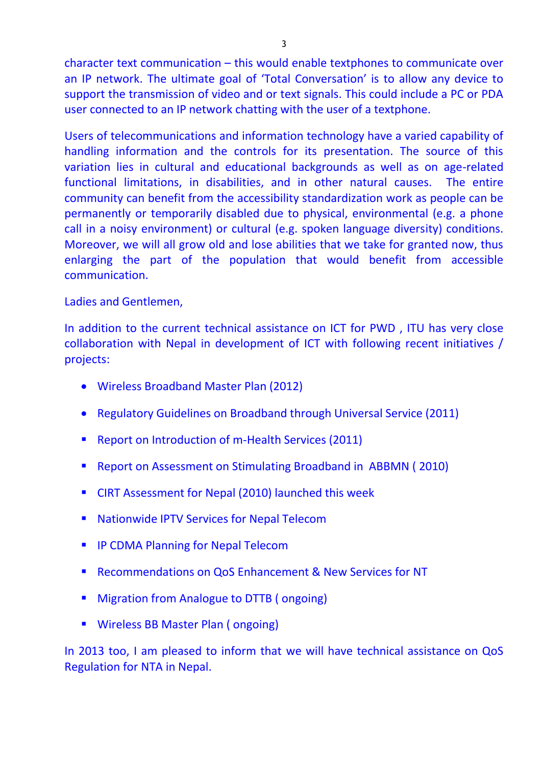character text communication – this would enable textphones to communicate over an IP network. The ultimate goal of 'Total Conversation' is to allow any device to support the transmission of video and or text signals. This could include a PC or PDA user connected to an IP network chatting with the user of a textphone.

Users of telecommunications and information technology have a varied capability of handling information and the controls for its presentation. The source of this variation lies in cultural and educational backgrounds as well as on age-related functional limitations, in disabilities, and in other natural causes. The entire community can benefit from the accessibility standardization work as people can be permanently or temporarily disabled due to physical, environmental (e.g. a phone call in a noisy environment) or cultural (e.g. spoken language diversity) conditions. Moreover, we will all grow old and lose abilities that we take for granted now, thus enlarging the part of the population that would benefit from accessible communication.

Ladies and Gentlemen,

In addition to the current technical assistance on ICT for PWD , ITU has very close collaboration with Nepal in development of ICT with following recent initiatives / projects:

- Wireless Broadband Master Plan (2012)
- Regulatory Guidelines on Broadband through Universal Service (2011)
- Report on Introduction of m-Health Services (2011)
- Report on Assessment on Stimulating Broadband in ABBMN ( 2010)
- CIRT Assessment for Nepal (2010) launched this week
- Nationwide IPTV Services for Nepal Telecom
- IP CDMA Planning for Nepal Telecom
- Recommendations on QoS Enhancement & New Services for NT
- Migration from Analogue to DTTB ( ongoing)
- Wireless BB Master Plan ( ongoing)

In 2013 too, I am pleased to inform that we will have technical assistance on QoS Regulation for NTA in Nepal.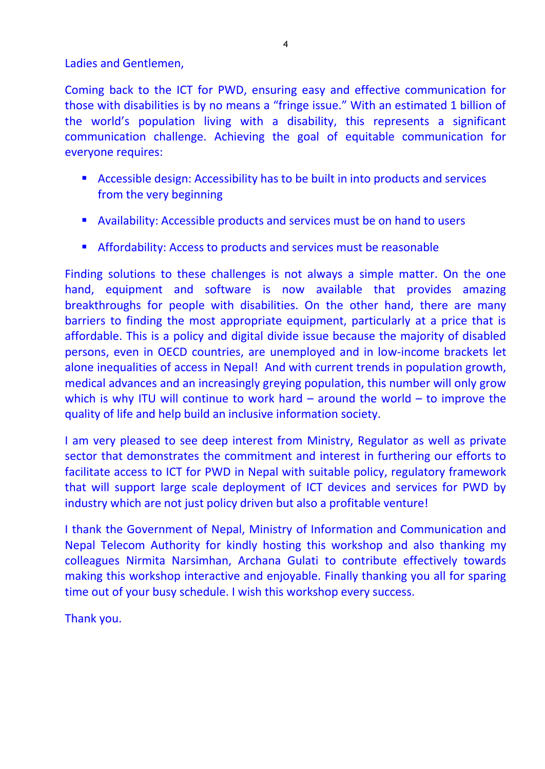Ladies and Gentlemen,

Coming back to the ICT for PWD, ensuring easy and effective communication for those with disabilities is by no means a "fringe issue." With an estimated 1 billion of the world's population living with a disability, this represents a significant communication challenge. Achieving the goal of equitable communication for everyone requires:

- Accessible design: Accessibility has to be built in into products and services from the very beginning
- Availability: Accessible products and services must be on hand to users
- Affordability: Access to products and services must be reasonable

Finding solutions to these challenges is not always a simple matter. On the one hand, equipment and software is now available that provides amazing breakthroughs for people with disabilities. On the other hand, there are many barriers to finding the most appropriate equipment, particularly at a price that is affordable. This is a policy and digital divide issue because the majority of disabled persons, even in OECD countries, are unemployed and in low-income brackets let alone inequalities of access in Nepal! And with current trends in population growth, medical advances and an increasingly greying population, this number will only grow which is why ITU will continue to work hard – around the world – to improve the quality of life and help build an inclusive information society.

I am very pleased to see deep interest from Ministry, Regulator as well as private sector that demonstrates the commitment and interest in furthering our efforts to facilitate access to ICT for PWD in Nepal with suitable policy, regulatory framework that will support large scale deployment of ICT devices and services for PWD by industry which are not just policy driven but also a profitable venture!

I thank the Government of Nepal, Ministry of Information and Communication and Nepal Telecom Authority for kindly hosting this workshop and also thanking my colleagues Nirmita Narsimhan, Archana Gulati to contribute effectively towards making this workshop interactive and enjoyable. Finally thanking you all for sparing time out of your busy schedule. I wish this workshop every success.

Thank you.